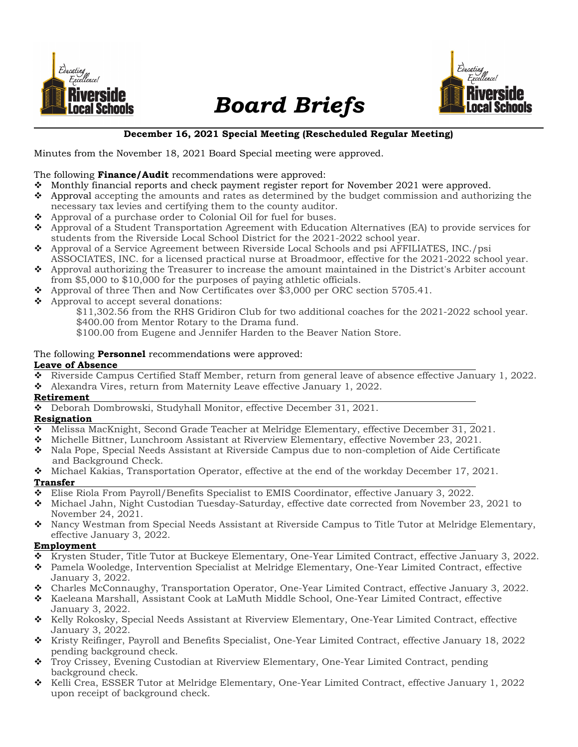# Board Briefs

**December 16, 2021 Special Meeting (Rescheduled Regular Meeting)**

Minutes from the November 18, 2021 Board Special meeting were approved.

The following **Finance/Audit** recommendations were approved:

- Monthly financial reports and check payment register report for November 2021 were approved.
- Approval accepting the amounts and rates as determined by the budget commission and authorizing the necessary tax levies and certifying them to the county auditor.
- Approval of a purchase order to Colonial Oil for fuel for buses.
- Approval of a Student Transportation Agreement with Education Alternatives (EA) to provide services for students from the Riverside Local School District for the 2021-2022 school year.
- Approval of a Service Agreement between Riverside Local Schools and psi AFFILIATES, INC./psi ASSOCIATES, INC. for a licensed practical nurse at Broadmoor, effective for the 2021-2022 school year.
- Approval authorizing the Treasurer to increase the amount maintained in the District's Arbiter account from $5,000 to $10,000 for the purposes of paying athletic officials.
- Approval of three Then and Now Certificates over $3,000 per ORC section 5705.41.
- Approval to accept several donations:
  - $11,302.56 from the RHS Gridiron Club for two additional coaches for the 2021-2022 school year.
  - $400.00 from Mentor Rotary to the Drama fund.
  - $100.00 from Eugene and Jennifer Harden to the Beaver Nation Store.

The following **Personnel** recommendations were approved:

**Leave of Absence**

- Riverside Campus Certified Staff Member, return from general leave of absence effective January 1, 2022.
- Alexandra Vires, return from Maternity Leave effective January 1, 2022.

**Retirement**

- Deborah Dombrowski, Studyhall Monitor, effective December 31, 2021.

**Resignation**

- Melissa MacKnight, Second Grade Teacher at Melridge Elementary, effective December 31, 2021.
- Michelle Bittner, Lunchroom Assistant at Riverview Elementary, effective November 23, 2021.
- Nala Pope, Special Needs Assistant at Riverside Campus due to non-completion of Aide Certificate and Background Check.
- Michael Kakias, Transportation Operator, effective at the end of the workday December 17, 2021.

**Transfer**

- Elise Riola From Payroll/Benefits Specialist to EMIS Coordinator, effective January 3, 2022.
- Michael Jahn, Night Custodian Tuesday-Saturday, effective date corrected from November 23, 2021 to November 24, 2021.
- Nancy Westman from Special Needs Assistant at Riverside Campus to Title Tutor at Melridge Elementary, effective January 3, 2022.

**Employment**

- Krysten Studer, Title Tutor at Buckeye Elementary, One-Year Limited Contract, effective January 3, 2022.
- Pamela Wooledge, Intervention Specialist at Melridge Elementary, One-Year Limited Contract, effective January 3, 2022.
- Charles McConnaughy, Transportation Operator, One-Year Limited Contract, effective January 3, 2022.
- Kaeleana Marshall, Assistant Cook at LaMuth Middle School, One-Year Limited Contract, effective January 3, 2022.
- Kelly Rokosky, Special Needs Assistant at Riverview Elementary, One-Year Limited Contract, effective January 3, 2022.
- Kristy Reifinger, Payroll and Benefits Specialist, One-Year Limited Contract, effective January 18, 2022 pending background check.
- Troy Crissey, Evening Custodian at Riverview Elementary, One-Year Limited Contract, pending background check.
- Kelli Crea, ESSER Tutor at Melridge Elementary, One-Year Limited Contract, effective January 1, 2022 upon receipt of background check.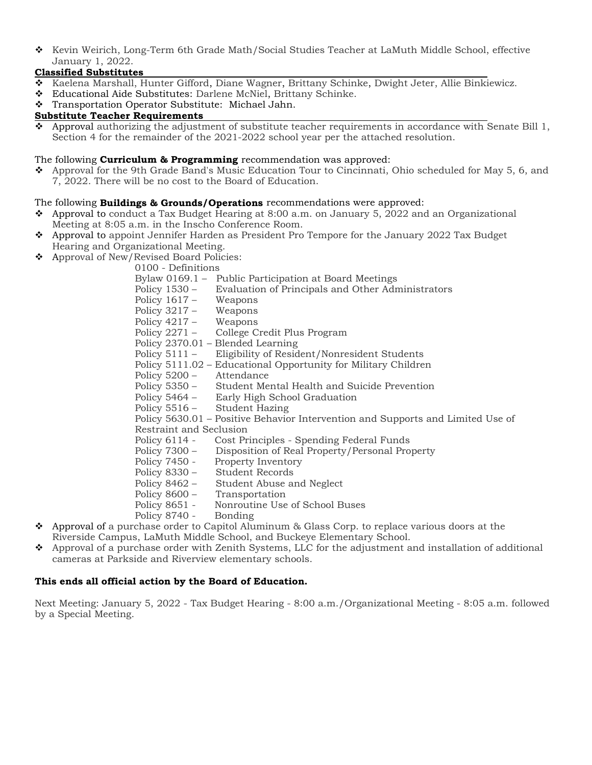- Kevin Weirich, Long-Term 6th Grade Math/Social Studies Teacher at LaMuth Middle School, effective January 1, 2022.

**Classified Substitutes**

- Kaelena Marshall, Hunter Gifford, Diane Wagner, Brittany Schinke, Dwight Jeter, Allie Binkiewicz.
- Educational Aide Substitutes: Darlene McNiel, Brittany Schinke.
- Transportation Operator Substitute: Michael Jahn.

**Substitute Teacher Requirements**

- Approval authorizing the adjustment of substitute teacher requirements in accordance with Senate Bill 1, Section 4 for the remainder of the 2021-2022 school year per the attached resolution.

The following **Curriculum & Programming** recommendation was approved:

- Approval for the 9th Grade Band's Music Education Tour to Cincinnati, Ohio scheduled for May 5, 6, and 7, 2022. There will be no cost to the Board of Education.

The following **Buildings & Grounds/Operations** recommendations were approved:

- Approval to conduct a Tax Budget Hearing at 8:00 a.m. on January 5, 2022 and an Organizational Meeting at 8:05 a.m. in the Inscho Conference Room.
- Approval to appoint Jennifer Harden as President Pro Tempore for the January 2022 Tax Budget Hearing and Organizational Meeting.
- Approval of New/Revised Board Policies:
  - 0100 - Definitions
  - Bylaw 0169.1 – Public Participation at Board Meetings
  - Policy 1530 – Evaluation of Principals and Other Administrators
  - Policy 1617 – Weapons
  - Policy 3217 – Weapons
  - Policy 4217 – Weapons
  - Policy 2271 – College Credit Plus Program
  - Policy 2370.01 – Blended Learning
  - Policy 5111 – Eligibility of Resident/Nonresident Students
  - Policy 5111.02 – Educational Opportunity for Military Children
  - Policy 5200 – Attendance
  - Policy 5350 – Student Mental Health and Suicide Prevention
  - Policy 5464 – Early High School Graduation
  - Policy 5516 – Student Hazing
  - Policy 5630.01 – Positive Behavior Intervention and Supports and Limited Use of Restraint and Seclusion
  - Policy 6114 - Cost Principles - Spending Federal Funds
  - Policy 7300 – Disposition of Real Property/Personal Property
  - Policy 7450 - Property Inventory
  - Policy 8330 – Student Records
  - Policy 8462 – Student Abuse and Neglect
  - Policy 8600 – Transportation
  - Policy 8651 - Nonroutine Use of School Buses
  - Policy 8740 - Bonding
- Approval of a purchase order to Capitol Aluminum & Glass Corp. to replace various doors at the Riverside Campus, LaMuth Middle School, and Buckeye Elementary School.
- Approval of a purchase order with Zenith Systems, LLC for the adjustment and installation of additional cameras at Parkside and Riverview elementary schools.

**This ends all official action by the Board of Education.**

Next Meeting: January 5, 2022 - Tax Budget Hearing - 8:00 a.m./Organizational Meeting - 8:05 a.m. followed by a Special Meeting.